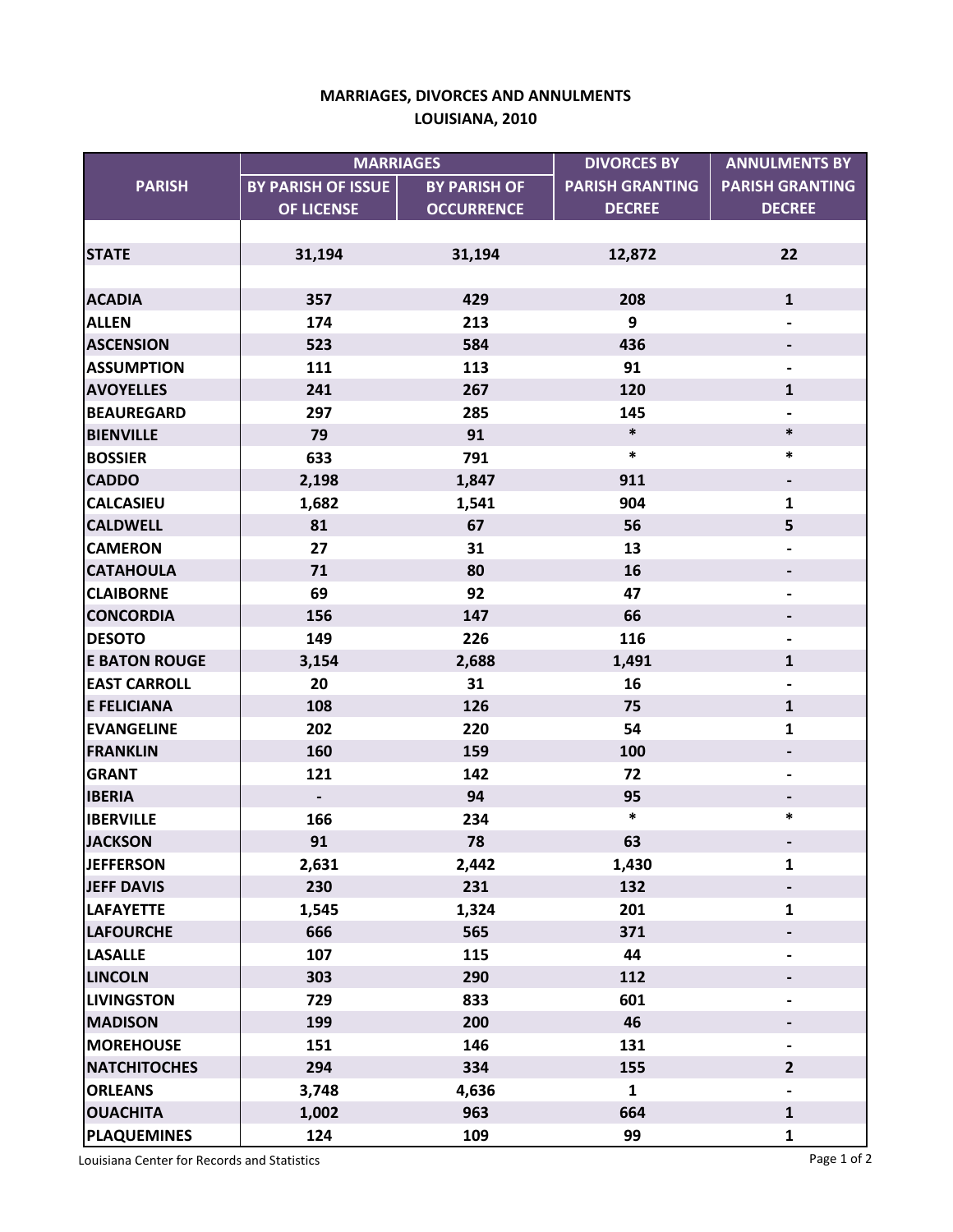# MARRIAGES, DIVORCES AND ANNULMENTS
## LOUISIANA, 2010

| PARISH | MARRIAGES | | DIVORCES BY PARISH GRANTING DECREE | ANNULMENTS BY PARISH GRANTING DECREE |
|---|---|---|---|---|
| | BY PARISH OF ISSUE OF LICENSE | BY PARISH OF OCCURRENCE | | |
| **STATE** | 31,194 | 31,194 | 12,872 | 22 |
| **ACADIA** | 357 | 429 | 208 | 1 |
| **ALLEN** | 174 | 213 | 9 | - |
| **ASCENSION** | 523 | 584 | 436 | - |
| **ASSUMPTION** | 111 | 113 | 91 | - |
| **AVOYELLES** | 241 | 267 | 120 | 1 |
| **BEAUREGARD** | 297 | 285 | 145 | - |
| **BIENVILLE** | 79 | 91 | * | * |
| **BOSSIER** | 633 | 791 | * | * |
| **CADDO** | 2,198 | 1,847 | 911 | - |
| **CALCASIEU** | 1,682 | 1,541 | 904 | 1 |
| **CALDWELL** | 81 | 67 | 56 | 5 |
| **CAMERON** | 27 | 31 | 13 | - |
| **CATAHOULA** | 71 | 80 | 16 | - |
| **CLAIBORNE** | 69 | 92 | 47 | - |
| **CONCORDIA** | 156 | 147 | 66 | - |
| **DESOTO** | 149 | 226 | 116 | - |
| **E BATON ROUGE** | 3,154 | 2,688 | 1,491 | 1 |
| **EAST CARROLL** | 20 | 31 | 16 | - |
| **E FELICIANA** | 108 | 126 | 75 | 1 |
| **EVANGELINE** | 202 | 220 | 54 | 1 |
| **FRANKLIN** | 160 | 159 | 100 | - |
| **GRANT** | 121 | 142 | 72 | - |
| **IBERIA** | - | 94 | 95 | - |
| **IBERVILLE** | 166 | 234 | * | * |
| **JACKSON** | 91 | 78 | 63 | - |
| **JEFFERSON** | 2,631 | 2,442 | 1,430 | 1 |
| **JEFF DAVIS** | 230 | 231 | 132 | - |
| **LAFAYETTE** | 1,545 | 1,324 | 201 | 1 |
| **LAFOURCHE** | 666 | 565 | 371 | - |
| **LASALLE** | 107 | 115 | 44 | - |
| **LINCOLN** | 303 | 290 | 112 | - |
| **LIVINGSTON** | 729 | 833 | 601 | - |
| **MADISON** | 199 | 200 | 46 | - |
| **MOREHOUSE** | 151 | 146 | 131 | - |
| **NATCHITOCHES** | 294 | 334 | 155 | 2 |
| **ORLEANS** | 3,748 | 4,636 | 1 | - |
| **OUACHITA** | 1,002 | 963 | 664 | 1 |
| **PLAQUEMINES** | 124 | 109 | 99 | 1 |

Louisiana Center for Records and Statistics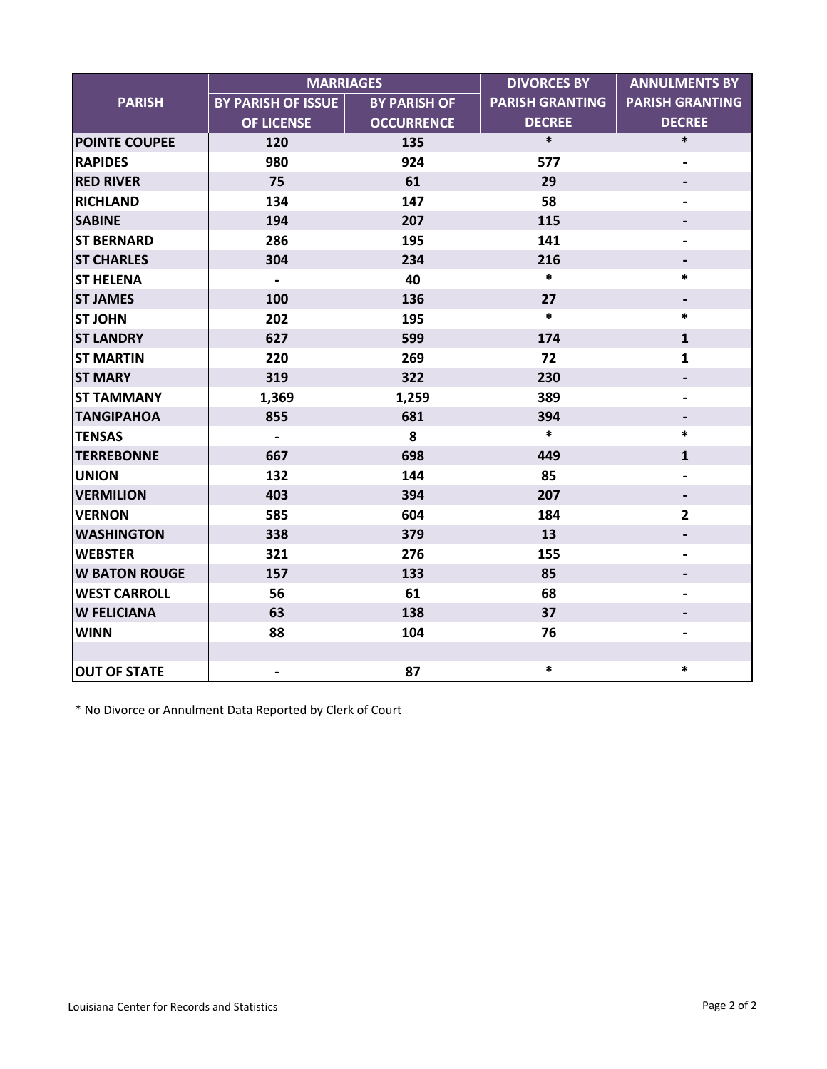| PARISH | MARRIAGES | | DIVORCES BY PARISH GRANTING DECREE | ANNULMENTS BY PARISH GRANTING DECREE |
|---|---|---|---|---|
| | BY PARISH OF ISSUE OF LICENSE | BY PARISH OF OCCURRENCE | | |
| POINTE COUPEE | 120 | 135 | * | * |
| RAPIDES | 980 | 924 | 577 | - |
| RED RIVER | 75 | 61 | 29 | - |
| RICHLAND | 134 | 147 | 58 | - |
| SABINE | 194 | 207 | 115 | - |
| ST BERNARD | 286 | 195 | 141 | - |
| ST CHARLES | 304 | 234 | 216 | - |
| ST HELENA | - | 40 | * | * |
| ST JAMES | 100 | 136 | 27 | - |
| ST JOHN | 202 | 195 | * | * |
| ST LANDRY | 627 | 599 | 174 | 1 |
| ST MARTIN | 220 | 269 | 72 | 1 |
| ST MARY | 319 | 322 | 230 | - |
| ST TAMMANY | 1,369 | 1,259 | 389 | - |
| TANGIPAHOA | 855 | 681 | 394 | - |
| TENSAS | - | 8 | * | * |
| TERREBONNE | 667 | 698 | 449 | 1 |
| UNION | 132 | 144 | 85 | - |
| VERMILION | 403 | 394 | 207 | - |
| VERNON | 585 | 604 | 184 | 2 |
| WASHINGTON | 338 | 379 | 13 | - |
| WEBSTER | 321 | 276 | 155 | - |
| W BATON ROUGE | 157 | 133 | 85 | - |
| WEST CARROLL | 56 | 61 | 68 | - |
| W FELICIANA | 63 | 138 | 37 | - |
| WINN | 88 | 104 | 76 | - |
| | | | | |
| OUT OF STATE | - | 87 | * | * |

* No Divorce or Annulment Data Reported by Clerk of Court

Louisiana Center for Records and Statistics